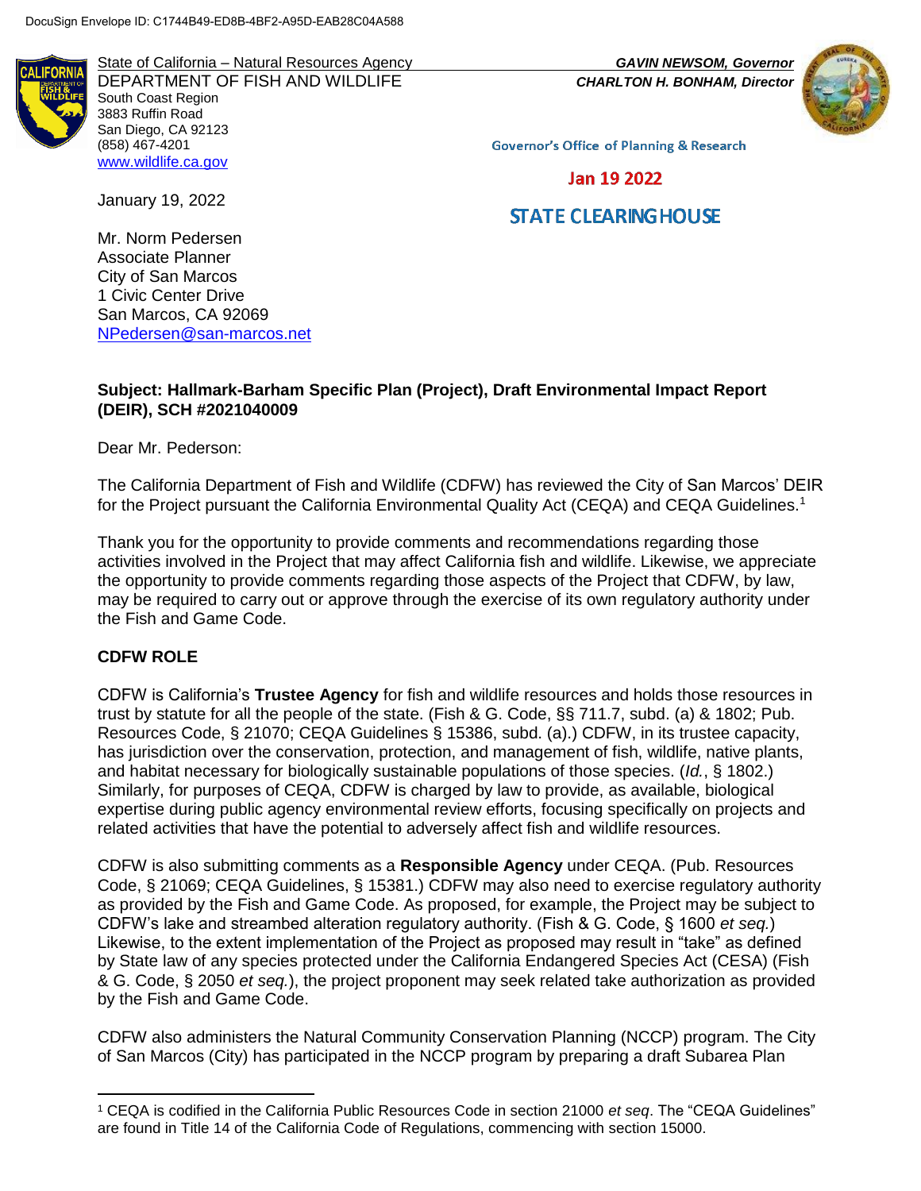DocuSign Envelope ID: C1744B49-ED8B-4BF2-A95D-EAB28C04A588

State of California – Natural Resources Agency
DEPARTMENT OF FISH AND WILDLIFE
South Coast Region
3883 Ruffin Road
San Diego, CA 92123
(858) 467-4201
www.wildlife.ca.gov

*GAVIN NEWSOM, Governor*
*CHARLTON H. BONHAM, Director*

Governor's Office of Planning & Research

Jan 19 2022

STATE CLEARINGHOUSE

January 19, 2022

Mr. Norm Pedersen
Associate Planner
City of San Marcos
1 Civic Center Drive
San Marcos, CA 92069
NPedersen@san-marcos.net

**Subject: Hallmark-Barham Specific Plan (Project), Draft Environmental Impact Report (DEIR), SCH #2021040009**

Dear Mr. Pederson:

The California Department of Fish and Wildlife (CDFW) has reviewed the City of San Marcos' DEIR for the Project pursuant the California Environmental Quality Act (CEQA) and CEQA Guidelines.[1]

Thank you for the opportunity to provide comments and recommendations regarding those activities involved in the Project that may affect California fish and wildlife. Likewise, we appreciate the opportunity to provide comments regarding those aspects of the Project that CDFW, by law, may be required to carry out or approve through the exercise of its own regulatory authority under the Fish and Game Code.

## CDFW ROLE

CDFW is California's **Trustee Agency** for fish and wildlife resources and holds those resources in trust by statute for all the people of the state. (Fish & G. Code, §§ 711.7, subd. (a) & 1802; Pub. Resources Code, § 21070; CEQA Guidelines § 15386, subd. (a).) CDFW, in its trustee capacity, has jurisdiction over the conservation, protection, and management of fish, wildlife, native plants, and habitat necessary for biologically sustainable populations of those species. (*Id.*, § 1802.) Similarly, for purposes of CEQA, CDFW is charged by law to provide, as available, biological expertise during public agency environmental review efforts, focusing specifically on projects and related activities that have the potential to adversely affect fish and wildlife resources.

CDFW is also submitting comments as a **Responsible Agency** under CEQA. (Pub. Resources Code, § 21069; CEQA Guidelines, § 15381.) CDFW may also need to exercise regulatory authority as provided by the Fish and Game Code. As proposed, for example, the Project may be subject to CDFW's lake and streambed alteration regulatory authority. (Fish & G. Code, § 1600 *et seq.*) Likewise, to the extent implementation of the Project as proposed may result in "take" as defined by State law of any species protected under the California Endangered Species Act (CESA) (Fish & G. Code, § 2050 *et seq.*), the project proponent may seek related take authorization as provided by the Fish and Game Code.

CDFW also administers the Natural Community Conservation Planning (NCCP) program. The City of San Marcos (City) has participated in the NCCP program by preparing a draft Subarea Plan

[1] CEQA is codified in the California Public Resources Code in section 21000 *et seq*. The "CEQA Guidelines" are found in Title 14 of the California Code of Regulations, commencing with section 15000.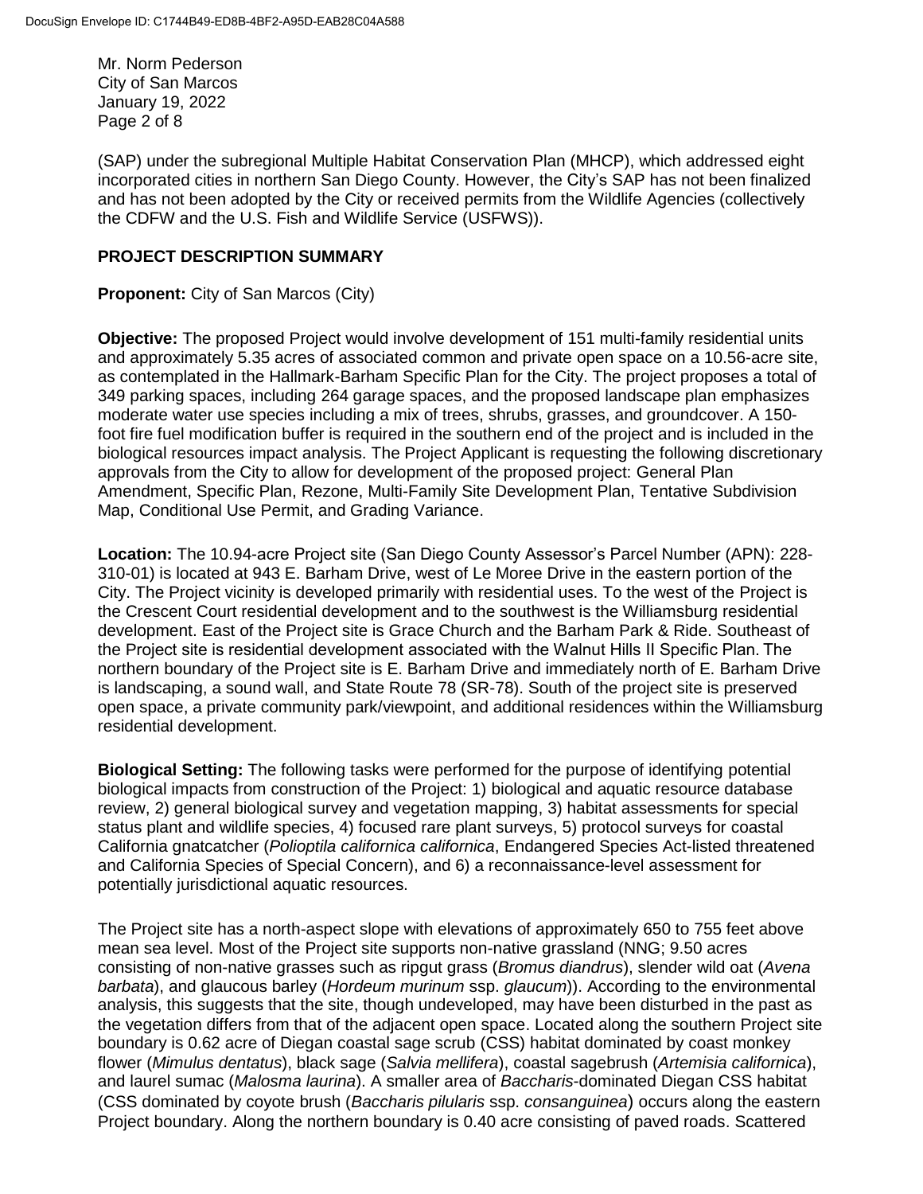(SAP) under the subregional Multiple Habitat Conservation Plan (MHCP), which addressed eight incorporated cities in northern San Diego County. However, the City's SAP has not been finalized and has not been adopted by the City or received permits from the Wildlife Agencies (collectively the CDFW and the U.S. Fish and Wildlife Service (USFWS)).

## PROJECT DESCRIPTION SUMMARY

**Proponent:** City of San Marcos (City)

**Objective:** The proposed Project would involve development of 151 multi-family residential units and approximately 5.35 acres of associated common and private open space on a 10.56-acre site, as contemplated in the Hallmark-Barham Specific Plan for the City. The project proposes a total of 349 parking spaces, including 264 garage spaces, and the proposed landscape plan emphasizes moderate water use species including a mix of trees, shrubs, grasses, and groundcover. A 150-foot fire fuel modification buffer is required in the southern end of the project and is included in the biological resources impact analysis. The Project Applicant is requesting the following discretionary approvals from the City to allow for development of the proposed project: General Plan Amendment, Specific Plan, Rezone, Multi-Family Site Development Plan, Tentative Subdivision Map, Conditional Use Permit, and Grading Variance.

**Location:** The 10.94-acre Project site (San Diego County Assessor's Parcel Number (APN): 228-310-01) is located at 943 E. Barham Drive, west of Le Moree Drive in the eastern portion of the City. The Project vicinity is developed primarily with residential uses. To the west of the Project is the Crescent Court residential development and to the southwest is the Williamsburg residential development. East of the Project site is Grace Church and the Barham Park & Ride. Southeast of the Project site is residential development associated with the Walnut Hills II Specific Plan. The northern boundary of the Project site is E. Barham Drive and immediately north of E. Barham Drive is landscaping, a sound wall, and State Route 78 (SR-78). South of the project site is preserved open space, a private community park/viewpoint, and additional residences within the Williamsburg residential development.

**Biological Setting:** The following tasks were performed for the purpose of identifying potential biological impacts from construction of the Project: 1) biological and aquatic resource database review, 2) general biological survey and vegetation mapping, 3) habitat assessments for special status plant and wildlife species, 4) focused rare plant surveys, 5) protocol surveys for coastal California gnatcatcher (*Polioptila californica californica*, Endangered Species Act-listed threatened and California Species of Special Concern), and 6) a reconnaissance-level assessment for potentially jurisdictional aquatic resources.

The Project site has a north-aspect slope with elevations of approximately 650 to 755 feet above mean sea level. Most of the Project site supports non-native grassland (NNG; 9.50 acres consisting of non-native grasses such as ripgut grass (*Bromus diandrus*), slender wild oat (*Avena barbata*), and glaucous barley (*Hordeum murinum* ssp. *glaucum*)). According to the environmental analysis, this suggests that the site, though undeveloped, may have been disturbed in the past as the vegetation differs from that of the adjacent open space. Located along the southern Project site boundary is 0.62 acre of Diegan coastal sage scrub (CSS) habitat dominated by coast monkey flower (*Mimulus dentatus*), black sage (*Salvia mellifera*), coastal sagebrush (*Artemisia californica*), and laurel sumac (*Malosma laurina*). A smaller area of *Baccharis*-dominated Diegan CSS habitat (CSS dominated by coyote brush (*Baccharis pilularis* ssp. *consanguinea*) occurs along the eastern Project boundary. Along the northern boundary is 0.40 acre consisting of paved roads. Scattered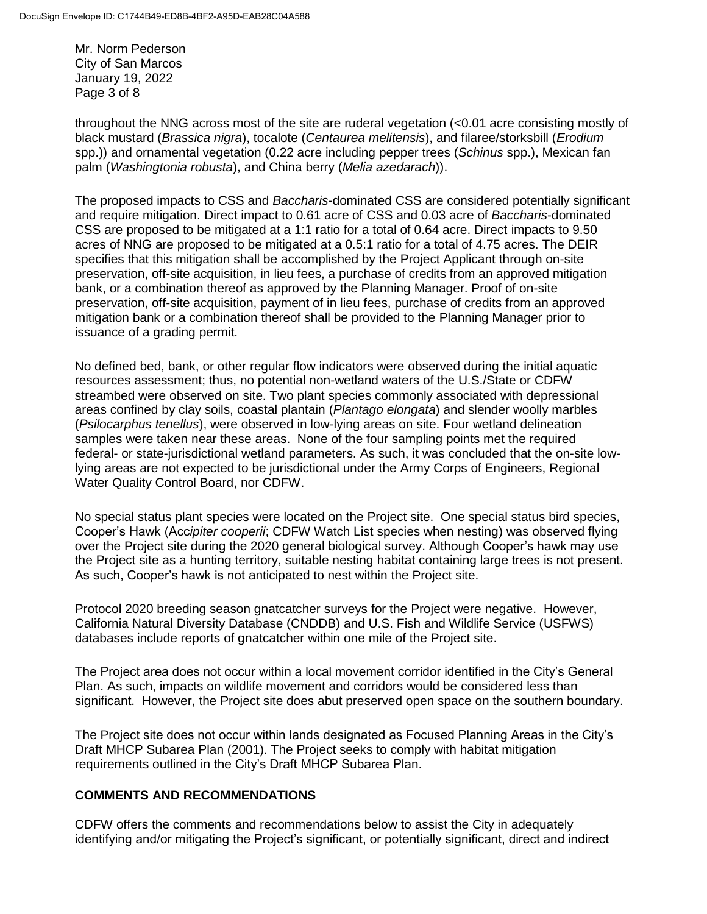throughout the NNG across most of the site are ruderal vegetation (<0.01 acre consisting mostly of black mustard (*Brassica nigra*), tocalote (*Centaurea melitensis*), and filaree/storksbill (*Erodium* spp.)) and ornamental vegetation (0.22 acre including pepper trees (*Schinus* spp.), Mexican fan palm (*Washingtonia robusta*), and China berry (*Melia azedarach*)).

The proposed impacts to CSS and *Baccharis*-dominated CSS are considered potentially significant and require mitigation. Direct impact to 0.61 acre of CSS and 0.03 acre of *Baccharis*-dominated CSS are proposed to be mitigated at a 1:1 ratio for a total of 0.64 acre. Direct impacts to 9.50 acres of NNG are proposed to be mitigated at a 0.5:1 ratio for a total of 4.75 acres. The DEIR specifies that this mitigation shall be accomplished by the Project Applicant through on-site preservation, off-site acquisition, in lieu fees, a purchase of credits from an approved mitigation bank, or a combination thereof as approved by the Planning Manager. Proof of on-site preservation, off-site acquisition, payment of in lieu fees, purchase of credits from an approved mitigation bank or a combination thereof shall be provided to the Planning Manager prior to issuance of a grading permit.

No defined bed, bank, or other regular flow indicators were observed during the initial aquatic resources assessment; thus, no potential non-wetland waters of the U.S./State or CDFW streambed were observed on site. Two plant species commonly associated with depressional areas confined by clay soils, coastal plantain (*Plantago elongata*) and slender woolly marbles (*Psilocarphus tenellus*), were observed in low-lying areas on site. Four wetland delineation samples were taken near these areas. None of the four sampling points met the required federal- or state-jurisdictional wetland parameters. As such, it was concluded that the on-site low-lying areas are not expected to be jurisdictional under the Army Corps of Engineers, Regional Water Quality Control Board, nor CDFW.

No special status plant species were located on the Project site. One special status bird species, Cooper's Hawk (*Accipiter cooperii*; CDFW Watch List species when nesting) was observed flying over the Project site during the 2020 general biological survey. Although Cooper's hawk may use the Project site as a hunting territory, suitable nesting habitat containing large trees is not present. As such, Cooper's hawk is not anticipated to nest within the Project site.

Protocol 2020 breeding season gnatcatcher surveys for the Project were negative. However, California Natural Diversity Database (CNDDB) and U.S. Fish and Wildlife Service (USFWS) databases include reports of gnatcatcher within one mile of the Project site.

The Project area does not occur within a local movement corridor identified in the City's General Plan. As such, impacts on wildlife movement and corridors would be considered less than significant. However, the Project site does abut preserved open space on the southern boundary.

The Project site does not occur within lands designated as Focused Planning Areas in the City's Draft MHCP Subarea Plan (2001). The Project seeks to comply with habitat mitigation requirements outlined in the City's Draft MHCP Subarea Plan.

## COMMENTS AND RECOMMENDATIONS

CDFW offers the comments and recommendations below to assist the City in adequately identifying and/or mitigating the Project's significant, or potentially significant, direct and indirect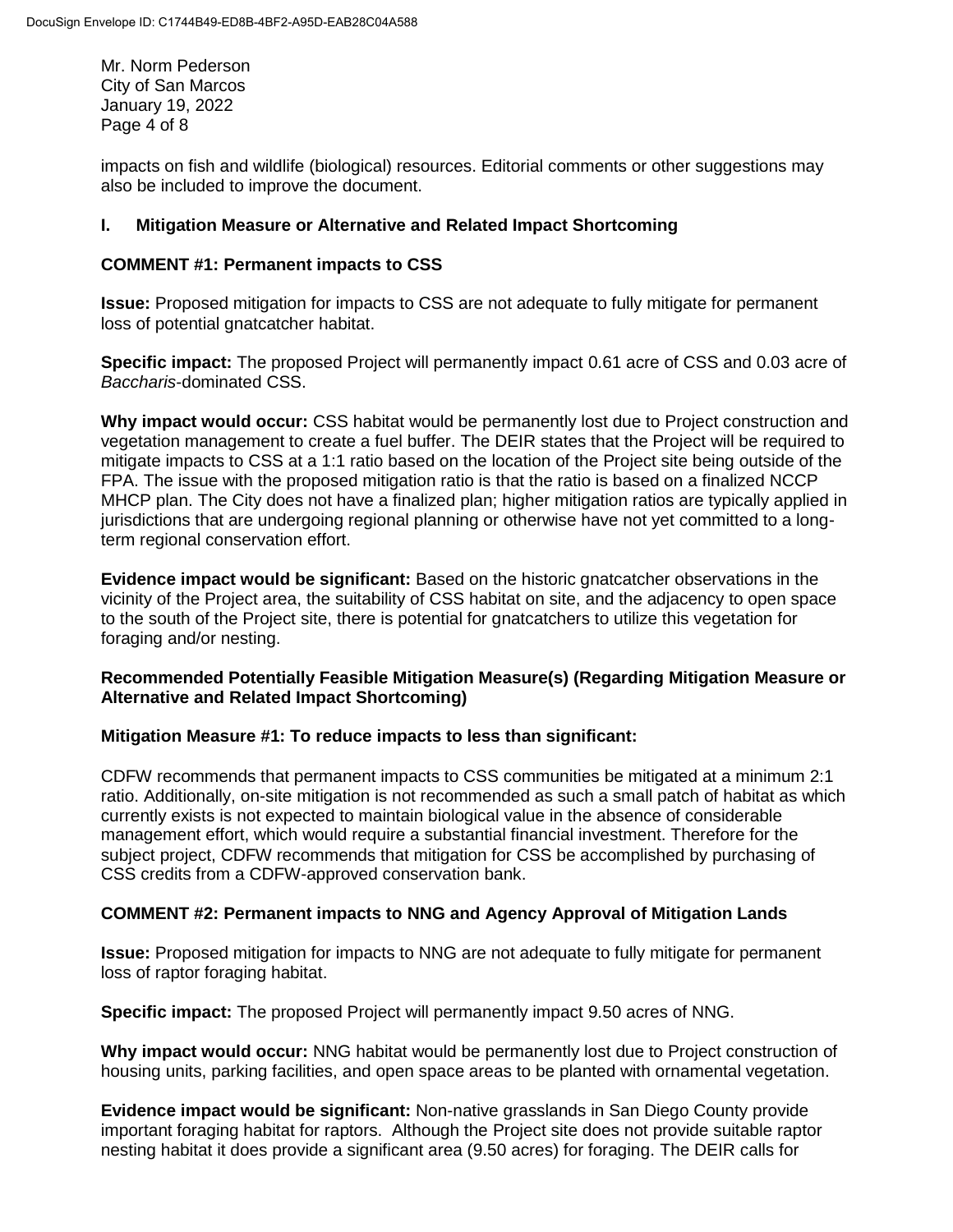impacts on fish and wildlife (biological) resources. Editorial comments or other suggestions may also be included to improve the document.

## I. Mitigation Measure or Alternative and Related Impact Shortcoming

### COMMENT #1: Permanent impacts to CSS

**Issue:** Proposed mitigation for impacts to CSS are not adequate to fully mitigate for permanent loss of potential gnatcatcher habitat.

**Specific impact:** The proposed Project will permanently impact 0.61 acre of CSS and 0.03 acre of *Baccharis*-dominated CSS.

**Why impact would occur:** CSS habitat would be permanently lost due to Project construction and vegetation management to create a fuel buffer. The DEIR states that the Project will be required to mitigate impacts to CSS at a 1:1 ratio based on the location of the Project site being outside of the FPA. The issue with the proposed mitigation ratio is that the ratio is based on a finalized NCCP MHCP plan. The City does not have a finalized plan; higher mitigation ratios are typically applied in jurisdictions that are undergoing regional planning or otherwise have not yet committed to a long-term regional conservation effort.

**Evidence impact would be significant:** Based on the historic gnatcatcher observations in the vicinity of the Project area, the suitability of CSS habitat on site, and the adjacency to open space to the south of the Project site, there is potential for gnatcatchers to utilize this vegetation for foraging and/or nesting.

**Recommended Potentially Feasible Mitigation Measure(s) (Regarding Mitigation Measure or Alternative and Related Impact Shortcoming)**

**Mitigation Measure #1: To reduce impacts to less than significant:**

CDFW recommends that permanent impacts to CSS communities be mitigated at a minimum 2:1 ratio. Additionally, on-site mitigation is not recommended as such a small patch of habitat as which currently exists is not expected to maintain biological value in the absence of considerable management effort, which would require a substantial financial investment. Therefore for the subject project, CDFW recommends that mitigation for CSS be accomplished by purchasing of CSS credits from a CDFW-approved conservation bank.

### COMMENT #2: Permanent impacts to NNG and Agency Approval of Mitigation Lands

**Issue:** Proposed mitigation for impacts to NNG are not adequate to fully mitigate for permanent loss of raptor foraging habitat.

**Specific impact:** The proposed Project will permanently impact 9.50 acres of NNG.

**Why impact would occur:** NNG habitat would be permanently lost due to Project construction of housing units, parking facilities, and open space areas to be planted with ornamental vegetation.

**Evidence impact would be significant:** Non-native grasslands in San Diego County provide important foraging habitat for raptors. Although the Project site does not provide suitable raptor nesting habitat it does provide a significant area (9.50 acres) for foraging. The DEIR calls for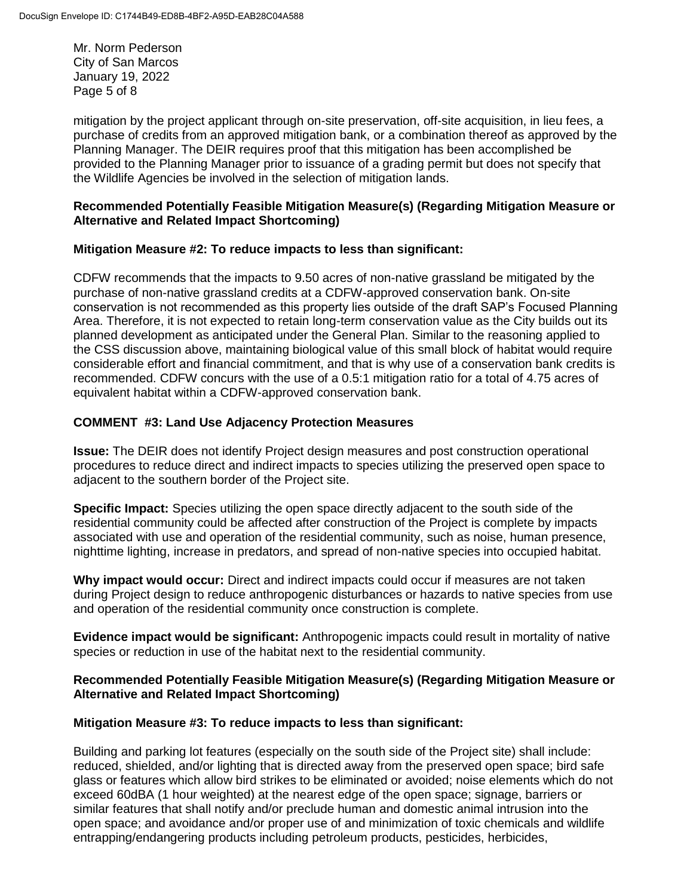mitigation by the project applicant through on-site preservation, off-site acquisition, in lieu fees, a purchase of credits from an approved mitigation bank, or a combination thereof as approved by the Planning Manager. The DEIR requires proof that this mitigation has been accomplished be provided to the Planning Manager prior to issuance of a grading permit but does not specify that the Wildlife Agencies be involved in the selection of mitigation lands.

**Recommended Potentially Feasible Mitigation Measure(s) (Regarding Mitigation Measure or Alternative and Related Impact Shortcoming)**

**Mitigation Measure #2: To reduce impacts to less than significant:**

CDFW recommends that the impacts to 9.50 acres of non-native grassland be mitigated by the purchase of non-native grassland credits at a CDFW-approved conservation bank. On-site conservation is not recommended as this property lies outside of the draft SAP's Focused Planning Area. Therefore, it is not expected to retain long-term conservation value as the City builds out its planned development as anticipated under the General Plan. Similar to the reasoning applied to the CSS discussion above, maintaining biological value of this small block of habitat would require considerable effort and financial commitment, and that is why use of a conservation bank credits is recommended. CDFW concurs with the use of a 0.5:1 mitigation ratio for a total of 4.75 acres of equivalent habitat within a CDFW-approved conservation bank.

**COMMENT #3: Land Use Adjacency Protection Measures**

**Issue:** The DEIR does not identify Project design measures and post construction operational procedures to reduce direct and indirect impacts to species utilizing the preserved open space to adjacent to the southern border of the Project site.

**Specific Impact:** Species utilizing the open space directly adjacent to the south side of the residential community could be affected after construction of the Project is complete by impacts associated with use and operation of the residential community, such as noise, human presence, nighttime lighting, increase in predators, and spread of non-native species into occupied habitat.

**Why impact would occur:** Direct and indirect impacts could occur if measures are not taken during Project design to reduce anthropogenic disturbances or hazards to native species from use and operation of the residential community once construction is complete.

**Evidence impact would be significant:** Anthropogenic impacts could result in mortality of native species or reduction in use of the habitat next to the residential community.

**Recommended Potentially Feasible Mitigation Measure(s) (Regarding Mitigation Measure or Alternative and Related Impact Shortcoming)**

**Mitigation Measure #3: To reduce impacts to less than significant:**

Building and parking lot features (especially on the south side of the Project site) shall include: reduced, shielded, and/or lighting that is directed away from the preserved open space; bird safe glass or features which allow bird strikes to be eliminated or avoided; noise elements which do not exceed 60dBA (1 hour weighted) at the nearest edge of the open space; signage, barriers or similar features that shall notify and/or preclude human and domestic animal intrusion into the open space; and avoidance and/or proper use of and minimization of toxic chemicals and wildlife entrapping/endangering products including petroleum products, pesticides, herbicides,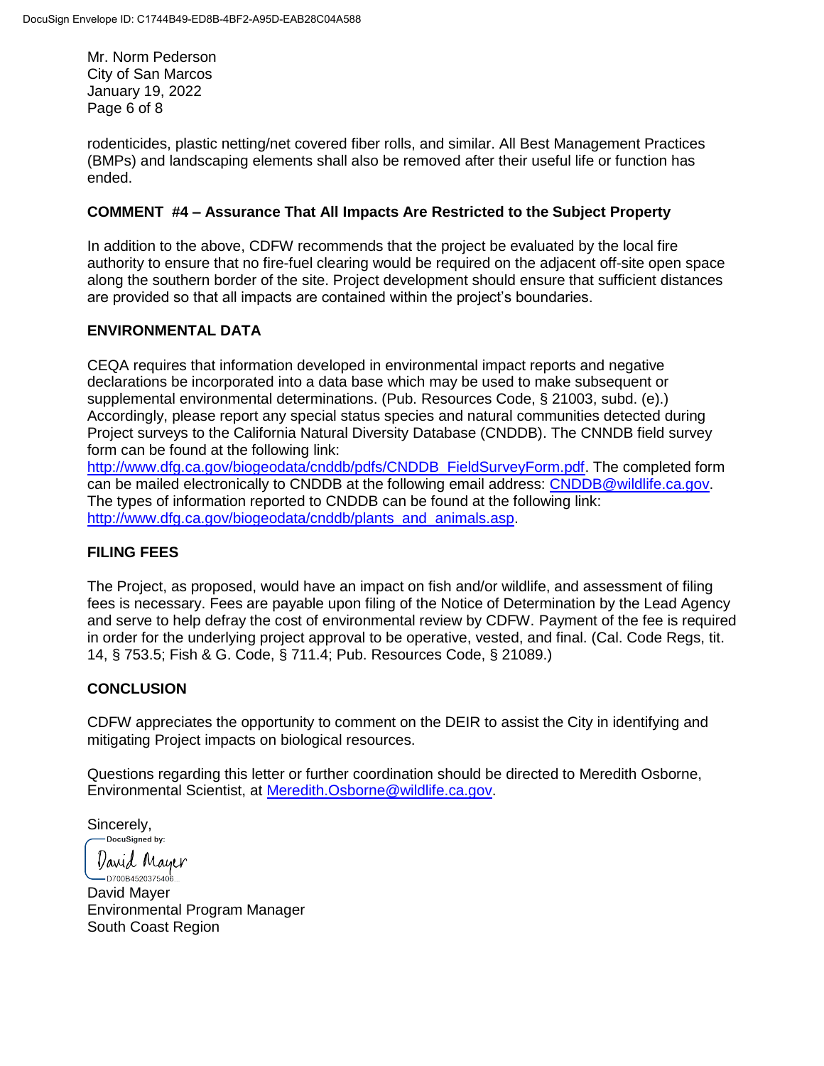rodenticides, plastic netting/net covered fiber rolls, and similar. All Best Management Practices (BMPs) and landscaping elements shall also be removed after their useful life or function has ended.

**COMMENT #4 – Assurance That All Impacts Are Restricted to the Subject Property**

In addition to the above, CDFW recommends that the project be evaluated by the local fire authority to ensure that no fire-fuel clearing would be required on the adjacent off-site open space along the southern border of the site. Project development should ensure that sufficient distances are provided so that all impacts are contained within the project's boundaries.

**ENVIRONMENTAL DATA**

CEQA requires that information developed in environmental impact reports and negative declarations be incorporated into a data base which may be used to make subsequent or supplemental environmental determinations. (Pub. Resources Code, § 21003, subd. (e).) Accordingly, please report any special status species and natural communities detected during Project surveys to the California Natural Diversity Database (CNDDB). The CNNDB field survey form can be found at the following link: http://www.dfg.ca.gov/biogeodata/cnddb/pdfs/CNDDB_FieldSurveyForm.pdf. The completed form can be mailed electronically to CNDDB at the following email address: CNDDB@wildlife.ca.gov. The types of information reported to CNDDB can be found at the following link: http://www.dfg.ca.gov/biogeodata/cnddb/plants_and_animals.asp.

**FILING FEES**

The Project, as proposed, would have an impact on fish and/or wildlife, and assessment of filing fees is necessary. Fees are payable upon filing of the Notice of Determination by the Lead Agency and serve to help defray the cost of environmental review by CDFW. Payment of the fee is required in order for the underlying project approval to be operative, vested, and final. (Cal. Code Regs, tit. 14, § 753.5; Fish & G. Code, § 711.4; Pub. Resources Code, § 21089.)

**CONCLUSION**

CDFW appreciates the opportunity to comment on the DEIR to assist the City in identifying and mitigating Project impacts on biological resources.

Questions regarding this letter or further coordination should be directed to Meredith Osborne, Environmental Scientist, at Meredith.Osborne@wildlife.ca.gov.

Sincerely,

DocuSigned by:

David Mayer

D700B4520375406...

David Mayer
Environmental Program Manager
South Coast Region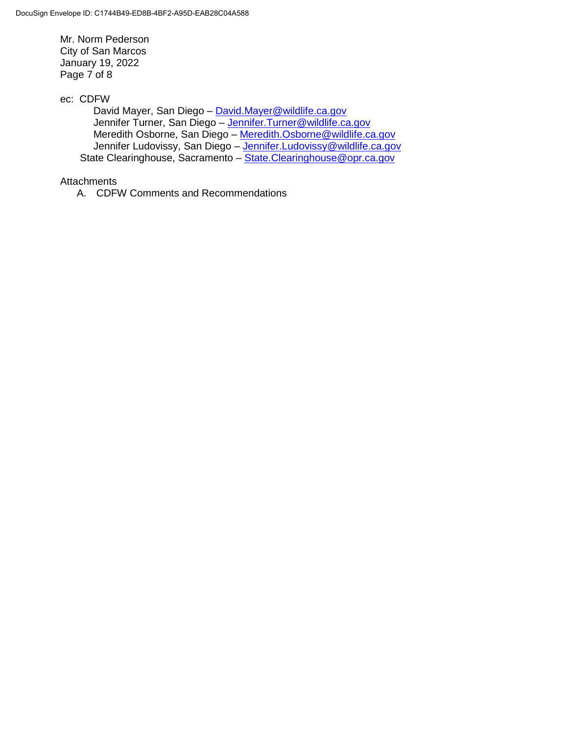ec: CDFW

David Mayer, San Diego – David.Mayer@wildlife.ca.gov
Jennifer Turner, San Diego – Jennifer.Turner@wildlife.ca.gov
Meredith Osborne, San Diego – Meredith.Osborne@wildlife.ca.gov
Jennifer Ludovissy, San Diego – Jennifer.Ludovissy@wildlife.ca.gov
State Clearinghouse, Sacramento – State.Clearinghouse@opr.ca.gov

Attachments

A. CDFW Comments and Recommendations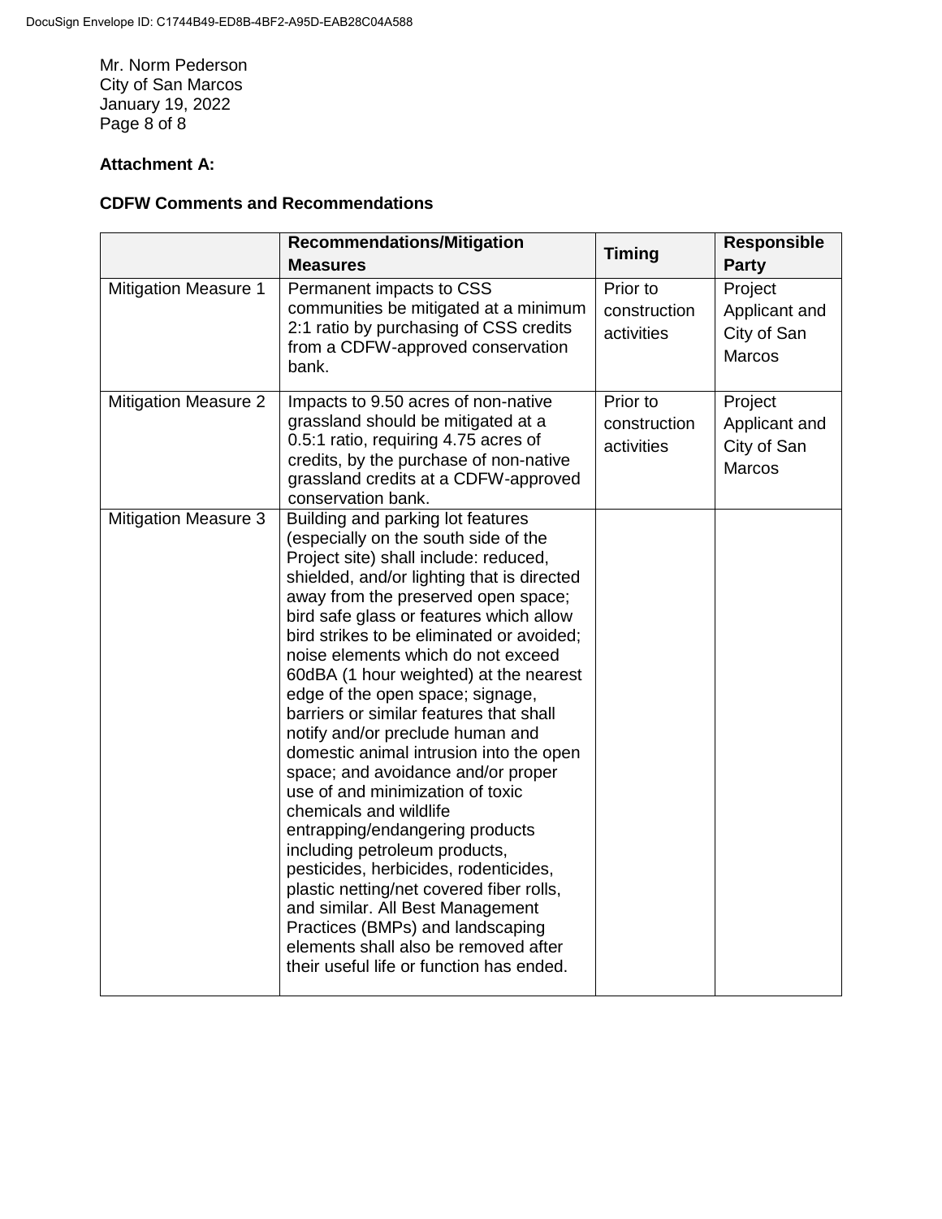Mr. Norm Pederson
City of San Marcos
January 19, 2022

**Attachment A:**

**CDFW Comments and Recommendations**

| | Recommendations/Mitigation Measures | Timing | Responsible Party |
|---|---|---|---|
| Mitigation Measure 1 | Permanent impacts to CSS communities be mitigated at a minimum 2:1 ratio by purchasing of CSS credits from a CDFW-approved conservation bank. | Prior to construction activities | Project Applicant and City of San Marcos |
| Mitigation Measure 2 | Impacts to 9.50 acres of non-native grassland should be mitigated at a 0.5:1 ratio, requiring 4.75 acres of credits, by the purchase of non-native grassland credits at a CDFW-approved conservation bank. | Prior to construction activities | Project Applicant and City of San Marcos |
| Mitigation Measure 3 | Building and parking lot features (especially on the south side of the Project site) shall include: reduced, shielded, and/or lighting that is directed away from the preserved open space; bird safe glass or features which allow bird strikes to be eliminated or avoided; noise elements which do not exceed 60dBA (1 hour weighted) at the nearest edge of the open space; signage, barriers or similar features that shall notify and/or preclude human and domestic animal intrusion into the open space; and avoidance and/or proper use of and minimization of toxic chemicals and wildlife entrapping/endangering products including petroleum products, pesticides, herbicides, rodenticides, plastic netting/net covered fiber rolls, and similar. All Best Management Practices (BMPs) and landscaping elements shall also be removed after their useful life or function has ended. | | |